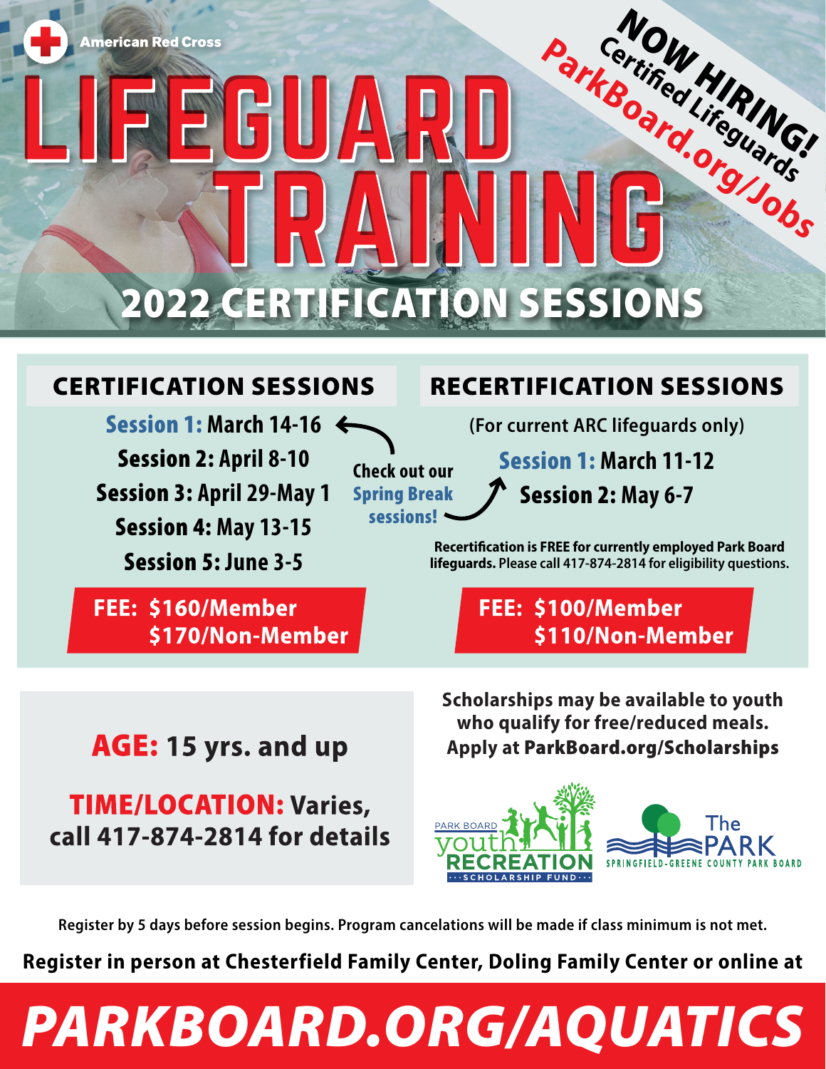American Red Cross

# LIFEGUARD TRAINING

**NOW HIRING!** Certified Lifeguards ParkBoard.org/Jobs

## 2022 CERTIFICATION SESSIONS

### CERTIFICATION SESSIONS

**Session 1:** March 14-16
**Session 2:** April 8-10
**Session 3:** April 29-May 1
**Session 4:** May 13-15
**Session 5:** June 3-5

Check out our Spring Break sessions!

**FEE: $160/Member**
**$170/Non-Member**

### RECERTIFICATION SESSIONS

(For current ARC lifeguards only)

**Session 1:** March 11-12
**Session 2:** May 6-7

**Recertification is FREE for currently employed Park Board lifeguards.** Please call 417-874-2814 for eligibility questions.

**FEE: $100/Member**
**$110/Non-Member**

**AGE:** 15 yrs. and up

**TIME/LOCATION:** Varies, call 417-874-2814 for details

**Scholarships may be available to youth who qualify for free/reduced meals. Apply at ParkBoard.org/Scholarships**

PARK BOARD youth RECREATION SCHOLARSHIP FUND

The PARK SPRINGFIELD-GREENE COUNTY PARK BOARD

Register by 5 days before session begins. Program cancelations will be made if class minimum is not met.

**Register in person at Chesterfield Family Center, Doling Family Center or online at**

# PARKBOARD.ORG/AQUATICS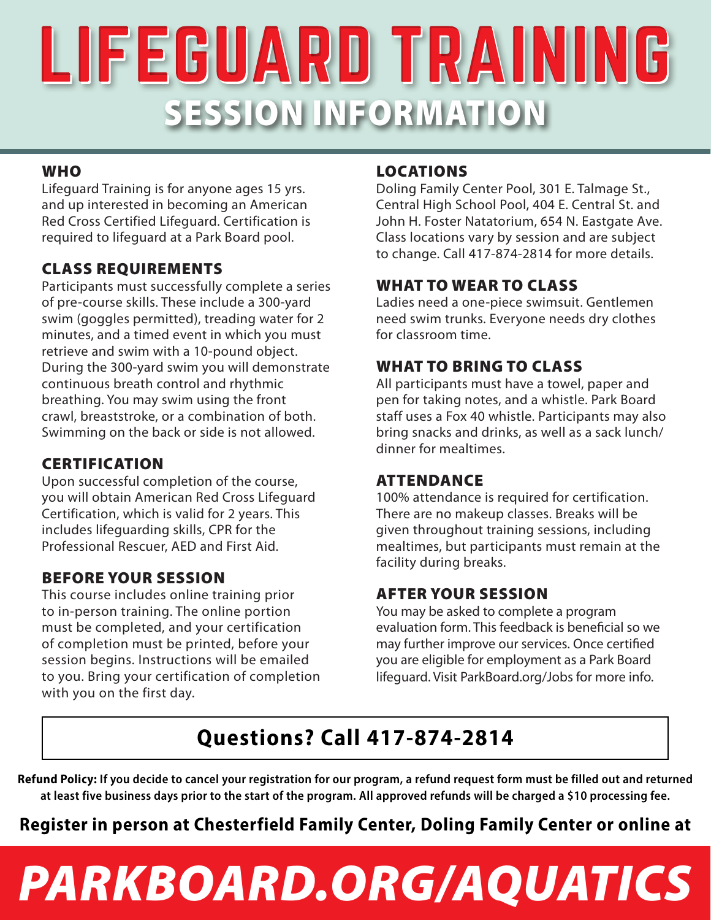# LIFEGUARD TRAINING

## SESSION INFORMATION

### WHO

Lifeguard Training is for anyone ages 15 yrs. and up interested in becoming an American Red Cross Certified Lifeguard. Certification is required to lifeguard at a Park Board pool.

### CLASS REQUIREMENTS

Participants must successfully complete a series of pre-course skills. These include a 300-yard swim (goggles permitted), treading water for 2 minutes, and a timed event in which you must retrieve and swim with a 10-pound object. During the 300-yard swim you will demonstrate continuous breath control and rhythmic breathing. You may swim using the front crawl, breaststroke, or a combination of both. Swimming on the back or side is not allowed.

### CERTIFICATION

Upon successful completion of the course, you will obtain American Red Cross Lifeguard Certification, which is valid for 2 years. This includes lifeguarding skills, CPR for the Professional Rescuer, AED and First Aid.

### BEFORE YOUR SESSION

This course includes online training prior to in-person training. The online portion must be completed, and your certification of completion must be printed, before your session begins. Instructions will be emailed to you. Bring your certification of completion with you on the first day.

### LOCATIONS

Doling Family Center Pool, 301 E. Talmage St., Central High School Pool, 404 E. Central St. and John H. Foster Natatorium, 654 N. Eastgate Ave. Class locations vary by session and are subject to change. Call 417-874-2814 for more details.

### WHAT TO WEAR TO CLASS

Ladies need a one-piece swimsuit. Gentlemen need swim trunks. Everyone needs dry clothes for classroom time.

### WHAT TO BRING TO CLASS

All participants must have a towel, paper and pen for taking notes, and a whistle. Park Board staff uses a Fox 40 whistle. Participants may also bring snacks and drinks, as well as a sack lunch/dinner for mealtimes.

### ATTENDANCE

100% attendance is required for certification. There are no makeup classes. Breaks will be given throughout training sessions, including mealtimes, but participants must remain at the facility during breaks.

### AFTER YOUR SESSION

You may be asked to complete a program evaluation form. This feedback is beneficial so we may further improve our services. Once certified you are eligible for employment as a Park Board lifeguard. Visit ParkBoard.org/Jobs for more info.

**Questions? Call 417-874-2814**

**Refund Policy: If you decide to cancel your registration for our program, a refund request form must be filled out and returned at least five business days prior to the start of the program. All approved refunds will be charged a $10 processing fee.**

**Register in person at Chesterfield Family Center, Doling Family Center or online at**

***PARKBOARD.ORG/AQUATICS***